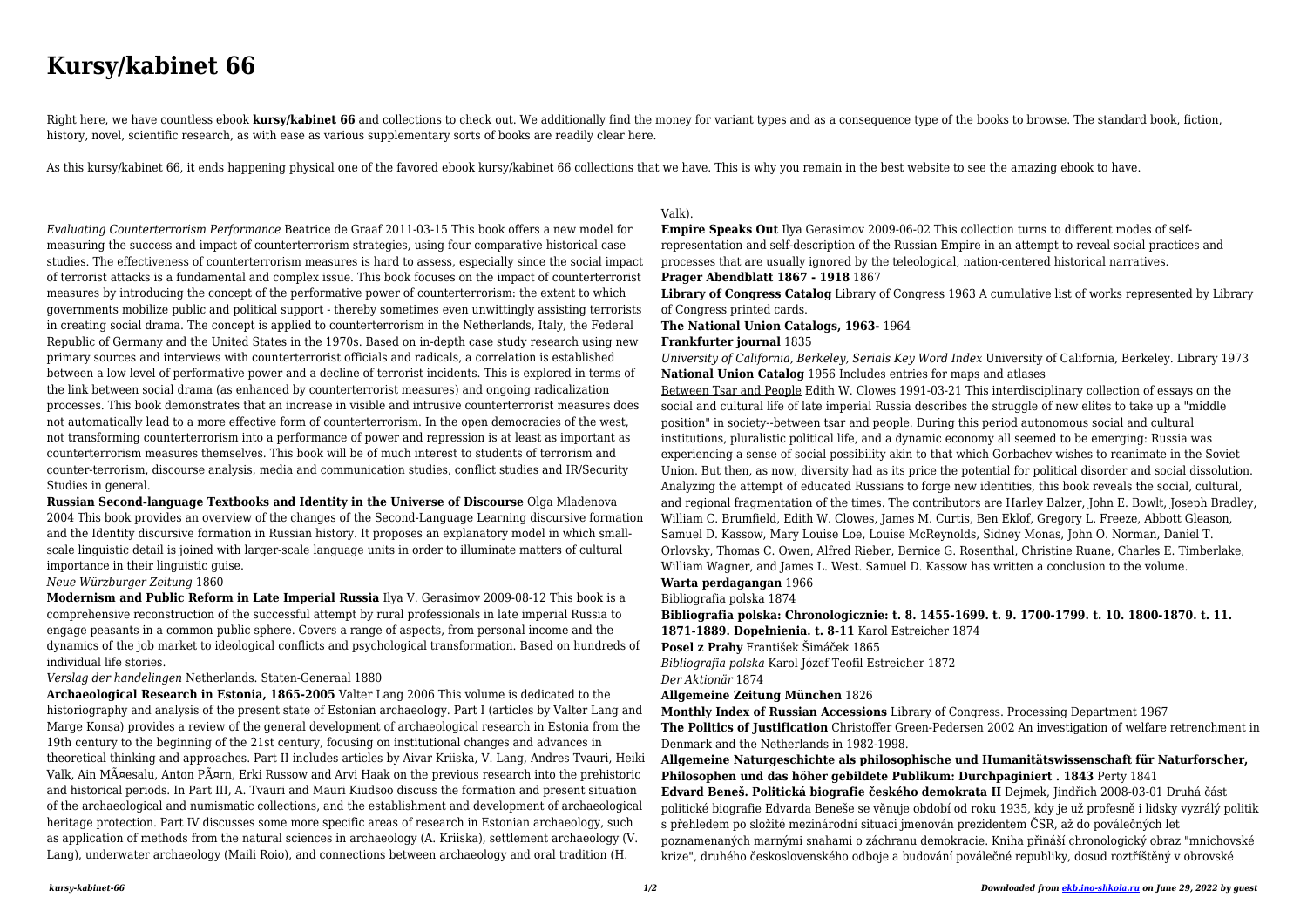# Kursy/kabinet 66

Right here, we have countless ebook **kursy/kabinet 66** and collections to check out. We additionally find the money for variant types and as a consequence type of the books to browse. The standard book, fiction, history, novel, scientific research, as with ease as various supplementary sorts of books are readily clear here.

As this kursy/kabinet 66, it ends happening physical one of the favored ebook kursy/kabinet 66 collections that we have. This is why you remain in the best website to see the amazing ebook to have.

*Evaluating Counterterrorism Performance* Beatrice de Graaf 2011-03-15 This book offers a new model for measuring the success and impact of counterterrorism strategies, using four comparative historical case studies. The effectiveness of counterterrorism measures is hard to assess, especially since the social impact of terrorist attacks is a fundamental and complex issue. This book focuses on the impact of counterterrorist measures by introducing the concept of the performative power of counterterrorism: the extent to which governments mobilize public and political support - thereby sometimes even unwittingly assisting terrorists in creating social drama. The concept is applied to counterterrorism in the Netherlands, Italy, the Federal Republic of Germany and the United States in the 1970s. Based on in-depth case study research using new primary sources and interviews with counterterrorist officials and radicals, a correlation is established between a low level of performative power and a decline of terrorist incidents. This is explored in terms of the link between social drama (as enhanced by counterterrorist measures) and ongoing radicalization processes. This book demonstrates that an increase in visible and intrusive counterterrorist measures does not automatically lead to a more effective form of counterterrorism. In the open democracies of the west, not transforming counterterrorism into a performance of power and repression is at least as important as counterterrorism measures themselves. This book will be of much interest to students of terrorism and counter-terrorism, discourse analysis, media and communication studies, conflict studies and IR/Security Studies in general.

**Russian Second-language Textbooks and Identity in the Universe of Discourse** Olga Mladenova 2004 This book provides an overview of the changes of the Second-Language Learning discursive formation and the Identity discursive formation in Russian history. It proposes an explanatory model in which small-scale linguistic detail is joined with larger-scale language units in order to illuminate matters of cultural importance in their linguistic guise.

*Neue Würzburger Zeitung* 1860

**Modernism and Public Reform in Late Imperial Russia** Ilya V. Gerasimov 2009-08-12 This book is a comprehensive reconstruction of the successful attempt by rural professionals in late imperial Russia to engage peasants in a common public sphere. Covers a range of aspects, from personal income and the dynamics of the job market to ideological conflicts and psychological transformation. Based on hundreds of individual life stories.

*Verslag der handelingen* Netherlands. Staten-Generaal 1880

**Archaeological Research in Estonia, 1865-2005** Valter Lang 2006 This volume is dedicated to the historiography and analysis of the present state of Estonian archaeology. Part I (articles by Valter Lang and Marge Konsa) provides a review of the general development of archaeological research in Estonia from the 19th century to the beginning of the 21st century, focusing on institutional changes and advances in theoretical thinking and approaches. Part II includes articles by Aivar Kriiska, V. Lang, Andres Tvauri, Heiki Valk, Ain MÃ¤esalu, Anton PÃ¤rn, Erki Russow and Arvi Haak on the previous research into the prehistoric and historical periods. In Part III, A. Tvauri and Mauri Kiudsoo discuss the formation and present situation of the archaeological and numismatic collections, and the establishment and development of archaeological heritage protection. Part IV discusses some more specific areas of research in Estonian archaeology, such as application of methods from the natural sciences in archaeology (A. Kriiska), settlement archaeology (V. Lang), underwater archaeology (Maili Roio), and connections between archaeology and oral tradition (H. Valk).

**Empire Speaks Out** Ilya Gerasimov 2009-06-02 This collection turns to different modes of self-representation and self-description of the Russian Empire in an attempt to reveal social practices and processes that are usually ignored by the teleological, nation-centered historical narratives.

**Prager Abendblatt 1867 - 1918** 1867

**Library of Congress Catalog** Library of Congress 1963 A cumulative list of works represented by Library of Congress printed cards.

**The National Union Catalogs, 1963-** 1964

**Frankfurter journal** 1835

*University of California, Berkeley, Serials Key Word Index* University of California, Berkeley. Library 1973

**National Union Catalog** 1956 Includes entries for maps and atlases

Between Tsar and People Edith W. Clowes 1991-03-21 This interdisciplinary collection of essays on the social and cultural life of late imperial Russia describes the struggle of new elites to take up a "middle position" in society--between tsar and people. During this period autonomous social and cultural institutions, pluralistic political life, and a dynamic economy all seemed to be emerging: Russia was experiencing a sense of social possibility akin to that which Gorbachev wishes to reanimate in the Soviet Union. But then, as now, diversity had as its price the potential for political disorder and social dissolution. Analyzing the attempt of educated Russians to forge new identities, this book reveals the social, cultural, and regional fragmentation of the times. The contributors are Harley Balzer, John E. Bowlt, Joseph Bradley, William C. Brumfield, Edith W. Clowes, James M. Curtis, Ben Eklof, Gregory L. Freeze, Abbott Gleason, Samuel D. Kassow, Mary Louise Loe, Louise McReynolds, Sidney Monas, John O. Norman, Daniel T. Orlovsky, Thomas C. Owen, Alfred Rieber, Bernice G. Rosenthal, Christine Ruane, Charles E. Timberlake, William Wagner, and James L. West. Samuel D. Kassow has written a conclusion to the volume.

**Warta perdagangan** 1966

Bibliografia polska 1874

**Bibliografia polska: Chronologicznie: t. 8. 1455-1699. t. 9. 1700-1799. t. 10. 1800-1870. t. 11. 1871-1889. Dopełnienia. t. 8-11** Karol Estreicher 1874

**Posel z Prahy** František Šimáček 1865

*Bibliografia polska* Karol Józef Teofil Estreicher 1872

*Der Aktionär* 1874

**Allgemeine Zeitung München** 1826

**Monthly Index of Russian Accessions** Library of Congress. Processing Department 1967

**The Politics of Justification** Christoffer Green-Pedersen 2002 An investigation of welfare retrenchment in Denmark and the Netherlands in 1982-1998.

**Allgemeine Naturgeschichte als philosophische und Humanitätswissenschaft für Naturforscher, Philosophen und das höher gebildete Publikum: Durchpaginiert . 1843** Perty 1841

**Edvard Beneš. Politická biografie českého demokrata II** Dejmek, Jindřich 2008-03-01 Druhá část politické biografie Edvarda Beneše se věnuje období od roku 1935, kdy je už profesně i lidsky vyzrálý politik s přehledem po složité mezinárodní situaci jmenován prezidentem ČSR, až do poválečných let poznamenaných marnými snahami o záchranu demokracie. Kniha přináší chronologický obraz "mnichovské krize", druhého československého odboje a budování poválečné republiky, dosud roztříštěný v obrovské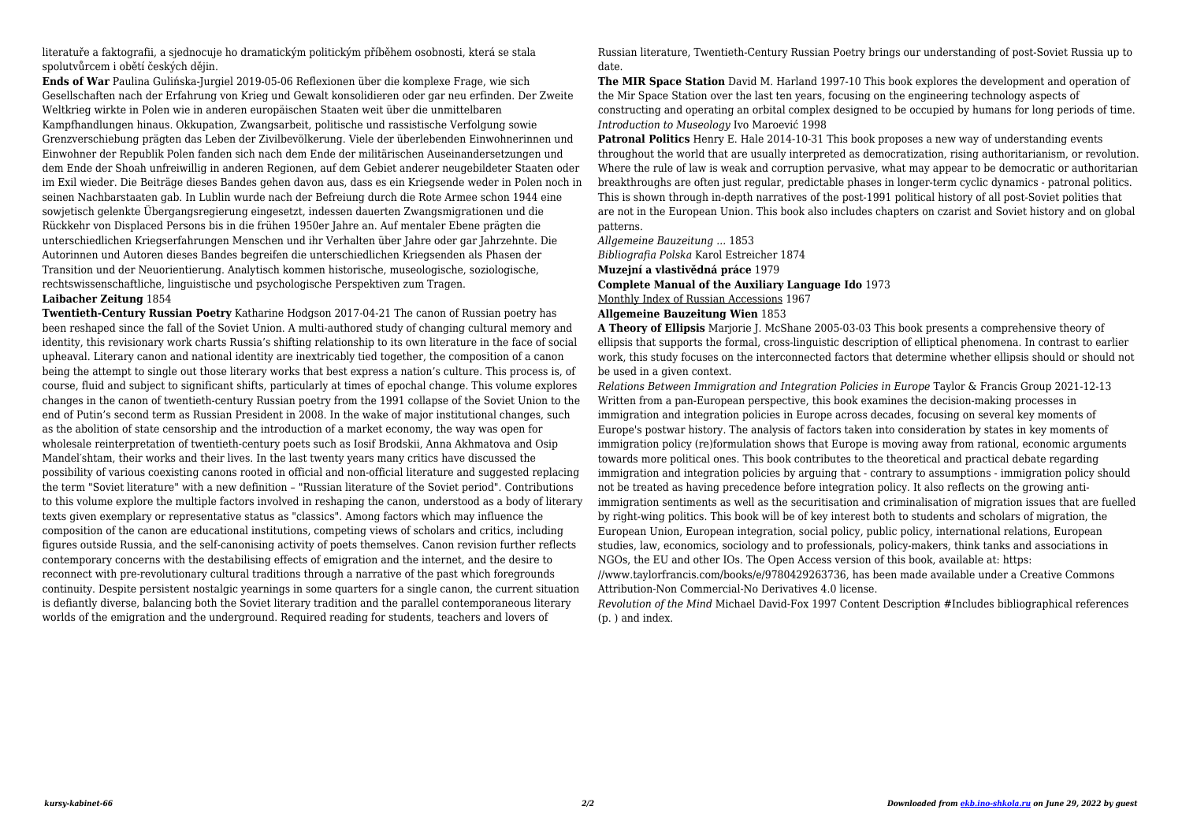literatuře a faktografii, a sjednocuje ho dramatickým politickým příběhem osobnosti, která se stala spolutvůrcem i obětí českých dějin.

**Ends of War** Paulina Gulińska-Jurgiel 2019-05-06 Reflexionen über die komplexe Frage, wie sich Gesellschaften nach der Erfahrung von Krieg und Gewalt konsolidieren oder gar neu erfinden. Der Zweite Weltkrieg wirkte in Polen wie in anderen europäischen Staaten weit über die unmittelbaren Kampfhandlungen hinaus. Okkupation, Zwangsarbeit, politische und rassistische Verfolgung sowie Grenzverschiebung prägten das Leben der Zivilbevölkerung. Viele der überlebenden Einwohnerinnen und Einwohner der Republik Polen fanden sich nach dem Ende der militärischen Auseinandersetzungen und dem Ende der Shoah unfreiwillig in anderen Regionen, auf dem Gebiet anderer neugebildeter Staaten oder im Exil wieder. Die Beiträge dieses Bandes gehen davon aus, dass es ein Kriegsende weder in Polen noch in seinen Nachbarstaaten gab. In Lublin wurde nach der Befreiung durch die Rote Armee schon 1944 eine sowjetisch gelenkte Übergangsregierung eingesetzt, indessen dauerten Zwangsmigrationen und die Rückkehr von Displaced Persons bis in die frühen 1950er Jahre an. Auf mentaler Ebene prägten die unterschiedlichen Kriegserfahrungen Menschen und ihr Verhalten über Jahre oder gar Jahrzehnte. Die Autorinnen und Autoren dieses Bandes begreifen die unterschiedlichen Kriegsenden als Phasen der Transition und der Neuorientierung. Analytisch kommen historische, museologische, soziologische, rechtswissenschaftliche, linguistische und psychologische Perspektiven zum Tragen.

**Laibacher Zeitung** 1854

**Twentieth-Century Russian Poetry** Katharine Hodgson 2017-04-21 The canon of Russian poetry has been reshaped since the fall of the Soviet Union. A multi-authored study of changing cultural memory and identity, this revisionary work charts Russia's shifting relationship to its own literature in the face of social upheaval. Literary canon and national identity are inextricably tied together, the composition of a canon being the attempt to single out those literary works that best express a nation's culture. This process is, of course, fluid and subject to significant shifts, particularly at times of epochal change. This volume explores changes in the canon of twentieth-century Russian poetry from the 1991 collapse of the Soviet Union to the end of Putin's second term as Russian President in 2008. In the wake of major institutional changes, such as the abolition of state censorship and the introduction of a market economy, the way was open for wholesale reinterpretation of twentieth-century poets such as Iosif Brodskii, Anna Akhmatova and Osip Mandel'shtam, their works and their lives. In the last twenty years many critics have discussed the possibility of various coexisting canons rooted in official and non-official literature and suggested replacing the term "Soviet literature" with a new definition – "Russian literature of the Soviet period". Contributions to this volume explore the multiple factors involved in reshaping the canon, understood as a body of literary texts given exemplary or representative status as "classics". Among factors which may influence the composition of the canon are educational institutions, competing views of scholars and critics, including figures outside Russia, and the self-canonising activity of poets themselves. Canon revision further reflects contemporary concerns with the destabilising effects of emigration and the internet, and the desire to reconnect with pre-revolutionary cultural traditions through a narrative of the past which foregrounds continuity. Despite persistent nostalgic yearnings in some quarters for a single canon, the current situation is defiantly diverse, balancing both the Soviet literary tradition and the parallel contemporaneous literary worlds of the emigration and the underground. Required reading for students, teachers and lovers of Russian literature, Twentieth-Century Russian Poetry brings our understanding of post-Soviet Russia up to date.

**The MIR Space Station** David M. Harland 1997-10 This book explores the development and operation of the Mir Space Station over the last ten years, focusing on the engineering technology aspects of constructing and operating an orbital complex designed to be occupied by humans for long periods of time.

*Introduction to Museology* Ivo Maroević 1998

**Patronal Politics** Henry E. Hale 2014-10-31 This book proposes a new way of understanding events throughout the world that are usually interpreted as democratization, rising authoritarianism, or revolution. Where the rule of law is weak and corruption pervasive, what may appear to be democratic or authoritarian breakthroughs are often just regular, predictable phases in longer-term cyclic dynamics - patronal politics. This is shown through in-depth narratives of the post-1991 political history of all post-Soviet polities that are not in the European Union. This book also includes chapters on czarist and Soviet history and on global patterns.

*Allgemeine Bauzeitung ...* 1853

*Bibliografia Polska* Karol Estreicher 1874

**Muzejní a vlastivědná práce** 1979

**Complete Manual of the Auxiliary Language Ido** 1973

Monthly Index of Russian Accessions 1967

**Allgemeine Bauzeitung Wien** 1853

**A Theory of Ellipsis** Marjorie J. McShane 2005-03-03 This book presents a comprehensive theory of ellipsis that supports the formal, cross-linguistic description of elliptical phenomena. In contrast to earlier work, this study focuses on the interconnected factors that determine whether ellipsis should or should not be used in a given context.

*Relations Between Immigration and Integration Policies in Europe* Taylor & Francis Group 2021-12-13 Written from a pan-European perspective, this book examines the decision-making processes in immigration and integration policies in Europe across decades, focusing on several key moments of Europe's postwar history. The analysis of factors taken into consideration by states in key moments of immigration policy (re)formulation shows that Europe is moving away from rational, economic arguments towards more political ones. This book contributes to the theoretical and practical debate regarding immigration and integration policies by arguing that - contrary to assumptions - immigration policy should not be treated as having precedence before integration policy. It also reflects on the growing anti-immigration sentiments as well as the securitisation and criminalisation of migration issues that are fuelled by right-wing politics. This book will be of key interest both to students and scholars of migration, the European Union, European integration, social policy, public policy, international relations, European studies, law, economics, sociology and to professionals, policy-makers, think tanks and associations in NGOs, the EU and other IOs. The Open Access version of this book, available at: https: //www.taylorfrancis.com/books/e/9780429263736, has been made available under a Creative Commons Attribution-Non Commercial-No Derivatives 4.0 license.

*Revolution of the Mind* Michael David-Fox 1997 Content Description #Includes bibliographical references (p. ) and index.